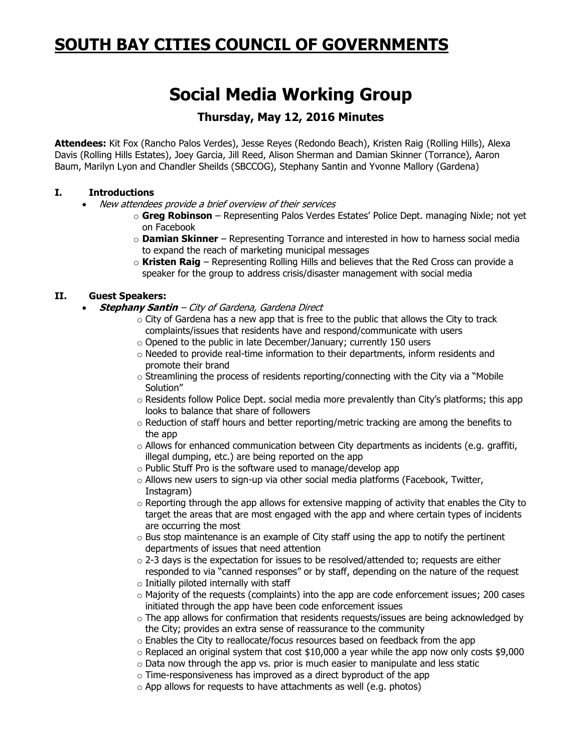# SOUTH BAY CITIES COUNCIL OF GOVERNMENTS

# Social Media Working Group

### Thursday, May 12, 2016 Minutes

**Attendees:** Kit Fox (Rancho Palos Verdes), Jesse Reyes (Redondo Beach), Kristen Raig (Rolling Hills), Alexa Davis (Rolling Hills Estates), Joey Garcia, Jill Reed, Alison Sherman and Damian Skinner (Torrance), Aaron Baum, Marilyn Lyon and Chandler Sheilds (SBCCOG), Stephany Santin and Yvonne Mallory (Gardena)

## I. Introductions

- *New attendees provide a brief overview of their services*
  - **Greg Robinson** – Representing Palos Verdes Estates' Police Dept. managing Nixle; not yet on Facebook
  - **Damian Skinner** – Representing Torrance and interested in how to harness social media to expand the reach of marketing municipal messages
  - **Kristen Raig** – Representing Rolling Hills and believes that the Red Cross can provide a speaker for the group to address crisis/disaster management with social media

## II. Guest Speakers:

- ***Stephany Santin*** *– City of Gardena, Gardena Direct*
  - City of Gardena has a new app that is free to the public that allows the City to track complaints/issues that residents have and respond/communicate with users
  - Opened to the public in late December/January; currently 150 users
  - Needed to provide real-time information to their departments, inform residents and promote their brand
  - Streamlining the process of residents reporting/connecting with the City via a "Mobile Solution"
  - Residents follow Police Dept. social media more prevalently than City's platforms; this app looks to balance that share of followers
  - Reduction of staff hours and better reporting/metric tracking are among the benefits to the app
  - Allows for enhanced communication between City departments as incidents (e.g. graffiti, illegal dumping, etc.) are being reported on the app
  - Public Stuff Pro is the software used to manage/develop app
  - Allows new users to sign-up via other social media platforms (Facebook, Twitter, Instagram)
  - Reporting through the app allows for extensive mapping of activity that enables the City to target the areas that are most engaged with the app and where certain types of incidents are occurring the most
  - Bus stop maintenance is an example of City staff using the app to notify the pertinent departments of issues that need attention
  - 2-3 days is the expectation for issues to be resolved/attended to; requests are either responded to via "canned responses" or by staff, depending on the nature of the request
  - Initially piloted internally with staff
  - Majority of the requests (complaints) into the app are code enforcement issues; 200 cases initiated through the app have been code enforcement issues
  - The app allows for confirmation that residents requests/issues are being acknowledged by the City; provides an extra sense of reassurance to the community
  - Enables the City to reallocate/focus resources based on feedback from the app
  - Replaced an original system that cost $10,000 a year while the app now only costs $9,000
  - Data now through the app vs. prior is much easier to manipulate and less static
  - Time-responsiveness has improved as a direct byproduct of the app
  - App allows for requests to have attachments as well (e.g. photos)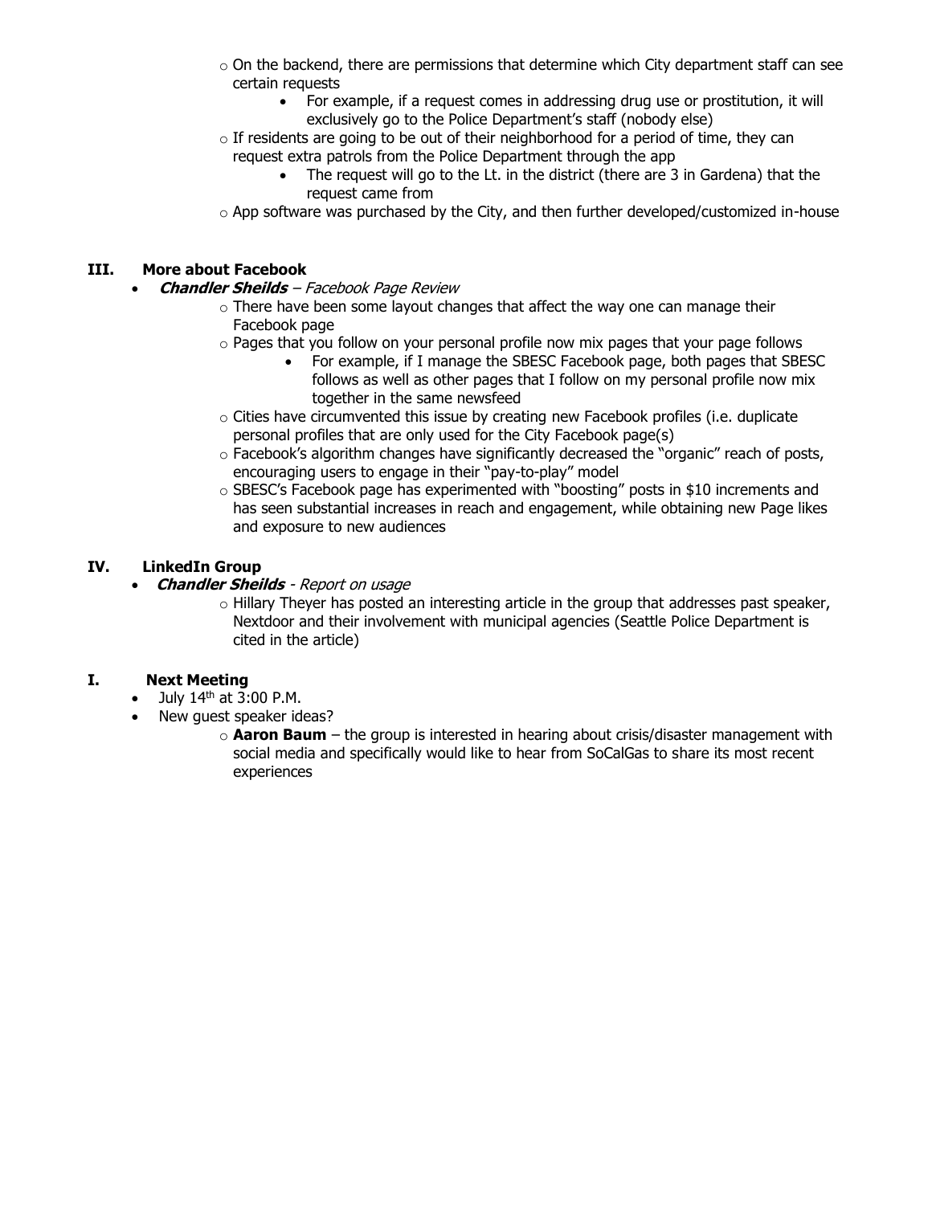- On the backend, there are permissions that determine which City department staff can see certain requests
  - For example, if a request comes in addressing drug use or prostitution, it will exclusively go to the Police Department's staff (nobody else)
- If residents are going to be out of their neighborhood for a period of time, they can request extra patrols from the Police Department through the app
  - The request will go to the Lt. in the district (there are 3 in Gardena) that the request came from
- App software was purchased by the City, and then further developed/customized in-house

## III. More about Facebook

- ***Chandler Sheilds*** – *Facebook Page Review*
  - There have been some layout changes that affect the way one can manage their Facebook page
  - Pages that you follow on your personal profile now mix pages that your page follows
    - For example, if I manage the SBESC Facebook page, both pages that SBESC follows as well as other pages that I follow on my personal profile now mix together in the same newsfeed
  - Cities have circumvented this issue by creating new Facebook profiles (i.e. duplicate personal profiles that are only used for the City Facebook page(s)
  - Facebook's algorithm changes have significantly decreased the "organic" reach of posts, encouraging users to engage in their "pay-to-play" model
  - SBESC's Facebook page has experimented with "boosting" posts in $10 increments and has seen substantial increases in reach and engagement, while obtaining new Page likes and exposure to new audiences

## IV. LinkedIn Group

- ***Chandler Sheilds*** - *Report on usage*
  - Hillary Theyer has posted an interesting article in the group that addresses past speaker, Nextdoor and their involvement with municipal agencies (Seattle Police Department is cited in the article)

## I. Next Meeting

- July 14th at 3:00 P.M.
- New guest speaker ideas?
  - **Aaron Baum** – the group is interested in hearing about crisis/disaster management with social media and specifically would like to hear from SoCalGas to share its most recent experiences